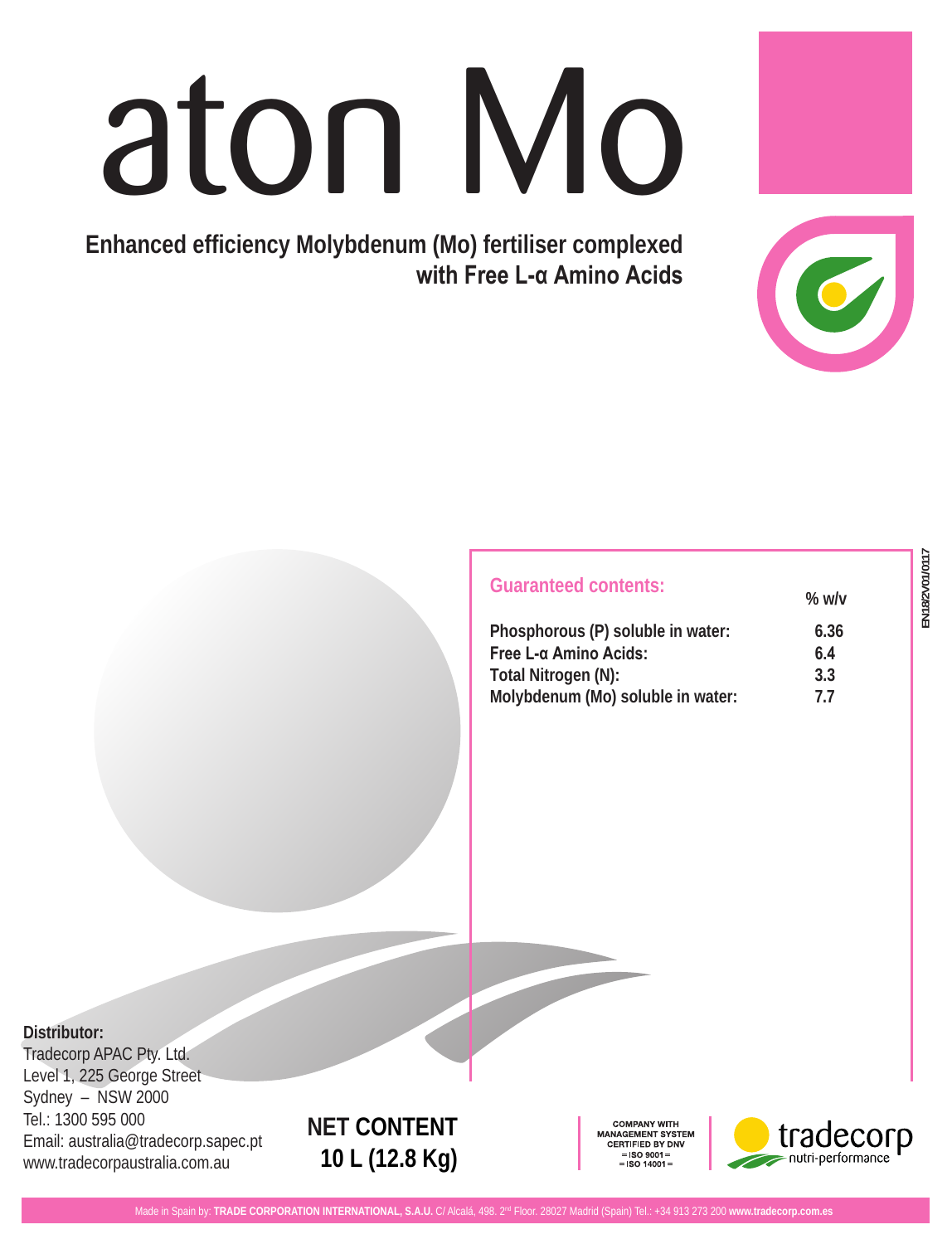# aton Mo

**Enhanced efficiency Molybdenum (Mo) fertiliser complexed with Free L-α Amino Acids**

EN18/2V01/0117

## Guaranteed contents:

| | % w/v |
|---|---|
| **Phosphorous (P) soluble in water:** | **6.36** |
| **Free L-α Amino Acids:** | **6.4** |
| **Total Nitrogen (N):** | **3.3** |
| **Molybdenum (Mo) soluble in water:** | **7.7** |

**Distributor:**
Tradecorp APAC Pty. Ltd.
Level 1, 225 George Street
Sydney – NSW 2000
Tel.: 1300 595 000
Email: australia@tradecorp.sapec.pt
www.tradecorpaustralia.com.au

**NET CONTENT**
**10 L (12.8 Kg)**

COMPANY WITH MANAGEMENT SYSTEM CERTIFIED BY DNV
= ISO 9001 =
= ISO 14001 =

tradecorp nutri-performance

Made in Spain by: **TRADE CORPORATION INTERNATIONAL, S.A.U.** C/ Alcalá, 498. 2nd Floor. 28027 Madrid (Spain) Tel.: +34 913 273 200 **www.tradecorp.com.es**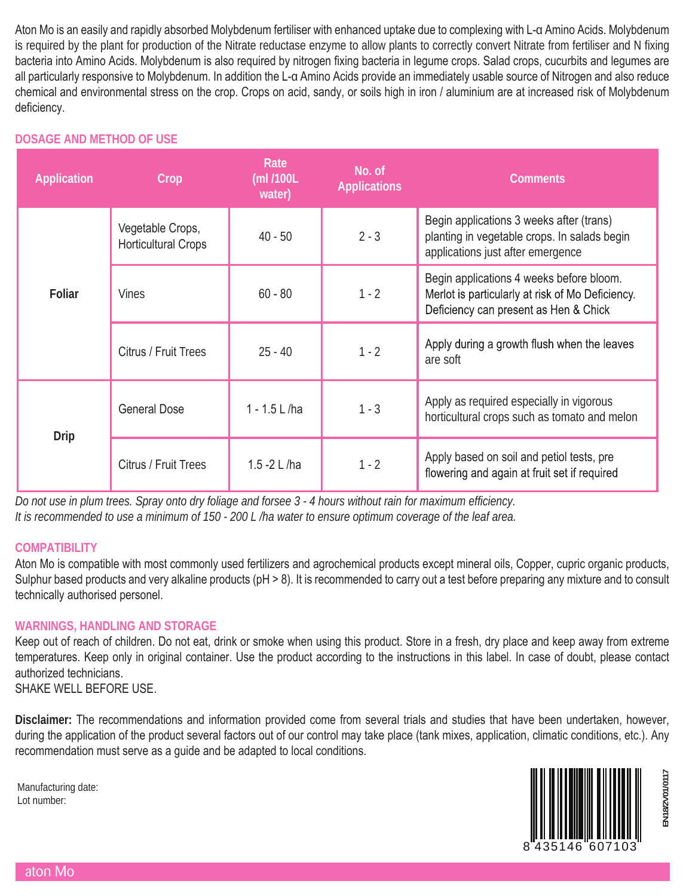Aton Mo is an easily and rapidly absorbed Molybdenum fertiliser with enhanced uptake due to complexing with L-α Amino Acids. Molybdenum is required by the plant for production of the Nitrate reductase enzyme to allow plants to correctly convert Nitrate from fertiliser and N fixing bacteria into Amino Acids. Molybdenum is also required by nitrogen fixing bacteria in legume crops. Salad crops, cucurbits and legumes are all particularly responsive to Molybdenum. In addition the L-α Amino Acids provide an immediately usable source of Nitrogen and also reduce chemical and environmental stress on the crop. Crops on acid, sandy, or soils high in iron / aluminium are at increased risk of Molybdenum deficiency.

## DOSAGE AND METHOD OF USE

| Application | Crop | Rate (ml /100L water) | No. of Applications | Comments |
|---|---|---|---|---|
| Foliar | Vegetable Crops, Horticultural Crops | 40 - 50 | 2 - 3 | Begin applications 3 weeks after (trans) planting in vegetable crops. In salads begin applications just after emergence |
| | Vines | 60 - 80 | 1 - 2 | Begin applications 4 weeks before bloom. Merlot is particularly at risk of Mo Deficiency. Deficiency can present as Hen & Chick |
| | Citrus / Fruit Trees | 25 - 40 | 1 - 2 | Apply during a growth flush when the leaves are soft |
| Drip | General Dose | 1 - 1.5 L /ha | 1 - 3 | Apply as required especially in vigorous horticultural crops such as tomato and melon |
| | Citrus / Fruit Trees | 1.5 -2 L /ha | 1 - 2 | Apply based on soil and petiol tests, pre flowering and again at fruit set if required |

*Do not use in plum trees. Spray onto dry foliage and forsee 3 - 4 hours without rain for maximum efficiency.*
*It is recommended to use a minimum of 150 - 200 L /ha water to ensure optimum coverage of the leaf area.*

## COMPATIBILITY

Aton Mo is compatible with most commonly used fertilizers and agrochemical products except mineral oils, Copper, cupric organic products, Sulphur based products and very alkaline products (pH > 8). It is recommended to carry out a test before preparing any mixture and to consult technically authorised personel.

## WARNINGS, HANDLING AND STORAGE

Keep out of reach of children. Do not eat, drink or smoke when using this product. Store in a fresh, dry place and keep away from extreme temperatures. Keep only in original container. Use the product according to the instructions in this label. In case of doubt, please contact authorized technicians.
SHAKE WELL BEFORE USE.

**Disclaimer:** The recommendations and information provided come from several trials and studies that have been undertaken, however, during the application of the product several factors out of our control may take place (tank mixes, application, climatic conditions, etc.). Any recommendation must serve as a guide and be adapted to local conditions.

Manufacturing date:
Lot number:

8 435146 607103

EN18/2V01/0117

aton Mo